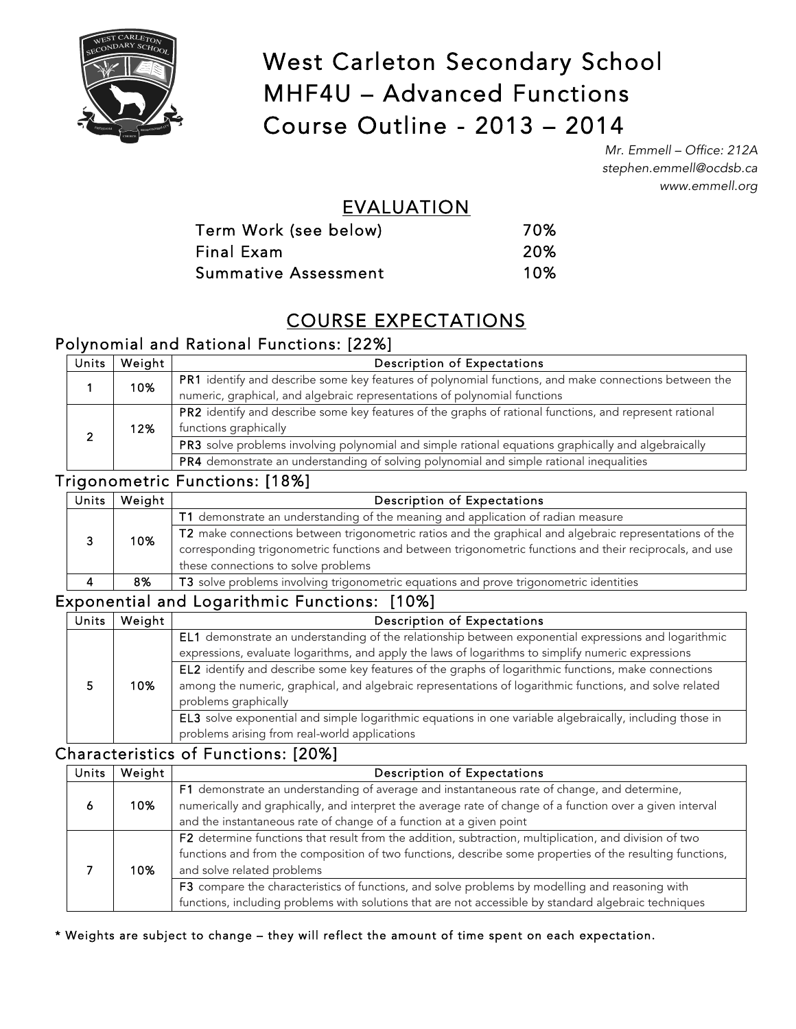# West Carleton Secondary School
# MHF4U – Advanced Functions
# Course Outline - 2013 – 2014

*Mr. Emmell – Office: 212A*
*stephen.emmell@ocdsb.ca*
*www.emmell.org*

## EVALUATION

| | |
|---|---|
| Term Work (see below) | 70% |
| Final Exam | 20% |
| Summative Assessment | 10% |

## COURSE EXPECTATIONS

### Polynomial and Rational Functions: [22%]

| Units | Weight | Description of Expectations |
|---|---|---|
| 1 | 10% | **PR1** identify and describe some key features of polynomial functions, and make connections between the numeric, graphical, and algebraic representations of polynomial functions |
| 2 | 12% | **PR2** identify and describe some key features of the graphs of rational functions, and represent rational functions graphically |
| | | **PR3** solve problems involving polynomial and simple rational equations graphically and algebraically |
| | | **PR4** demonstrate an understanding of solving polynomial and simple rational inequalities |

### Trigonometric Functions: [18%]

| Units | Weight | Description of Expectations |
|---|---|---|
| 3 | 10% | **T1** demonstrate an understanding of the meaning and application of radian measure |
| | | **T2** make connections between trigonometric ratios and the graphical and algebraic representations of the corresponding trigonometric functions and between trigonometric functions and their reciprocals, and use these connections to solve problems |
| 4 | 8% | **T3** solve problems involving trigonometric equations and prove trigonometric identities |

### Exponential and Logarithmic Functions: [10%]

| Units | Weight | Description of Expectations |
|---|---|---|
| 5 | 10% | **EL1** demonstrate an understanding of the relationship between exponential expressions and logarithmic expressions, evaluate logarithms, and apply the laws of logarithms to simplify numeric expressions |
| | | **EL2** identify and describe some key features of the graphs of logarithmic functions, make connections among the numeric, graphical, and algebraic representations of logarithmic functions, and solve related problems graphically |
| | | **EL3** solve exponential and simple logarithmic equations in one variable algebraically, including those in problems arising from real-world applications |

### Characteristics of Functions: [20%]

| Units | Weight | Description of Expectations |
|---|---|---|
| 6 | 10% | **F1** demonstrate an understanding of average and instantaneous rate of change, and determine, numerically and graphically, and interpret the average rate of change of a function over a given interval and the instantaneous rate of change of a function at a given point |
| 7 | 10% | **F2** determine functions that result from the addition, subtraction, multiplication, and division of two functions and from the composition of two functions, describe some properties of the resulting functions, and solve related problems |
| | | **F3** compare the characteristics of functions, and solve problems by modelling and reasoning with functions, including problems with solutions that are not accessible by standard algebraic techniques |

\* Weights are subject to change – they will reflect the amount of time spent on each expectation.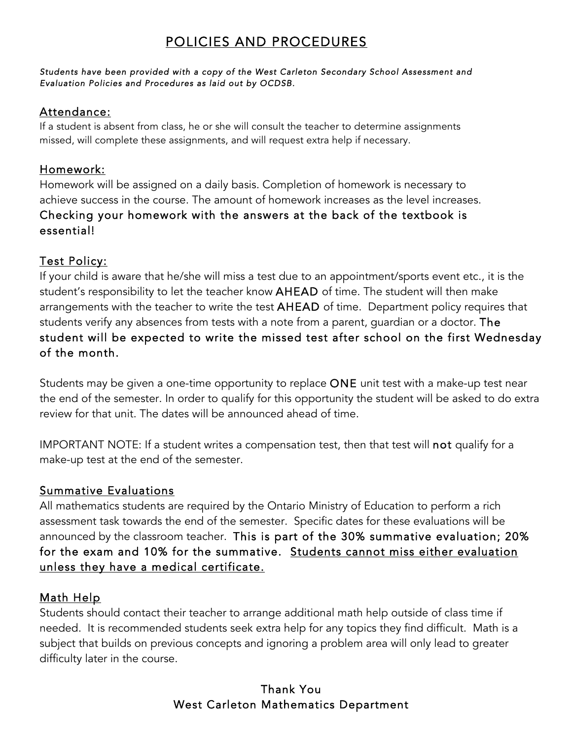# POLICIES AND PROCEDURES

*Students have been provided with a copy of the West Carleton Secondary School Assessment and Evaluation Policies and Procedures as laid out by OCDSB.*

## Attendance:

If a student is absent from class, he or she will consult the teacher to determine assignments missed, will complete these assignments, and will request extra help if necessary.

## Homework:

Homework will be assigned on a daily basis. Completion of homework is necessary to achieve success in the course. The amount of homework increases as the level increases. **Checking your homework with the answers at the back of the textbook is essential!**

## Test Policy:

If your child is aware that he/she will miss a test due to an appointment/sports event etc., it is the student's responsibility to let the teacher know **AHEAD** of time. The student will then make arrangements with the teacher to write the test **AHEAD** of time. Department policy requires that students verify any absences from tests with a note from a parent, guardian or a doctor. **The student will be expected to write the missed test after school on the first Wednesday of the month.**

Students may be given a one-time opportunity to replace **ONE** unit test with a make-up test near the end of the semester. In order to qualify for this opportunity the student will be asked to do extra review for that unit. The dates will be announced ahead of time.

IMPORTANT NOTE: If a student writes a compensation test, then that test will **not** qualify for a make-up test at the end of the semester.

## Summative Evaluations

All mathematics students are required by the Ontario Ministry of Education to perform a rich assessment task towards the end of the semester. Specific dates for these evaluations will be announced by the classroom teacher. **This is part of the 30% summative evaluation; 20% for the exam and 10% for the summative. Students cannot miss either evaluation unless they have a medical certificate.**

## Math Help

Students should contact their teacher to arrange additional math help outside of class time if needed. It is recommended students seek extra help for any topics they find difficult. Math is a subject that builds on previous concepts and ignoring a problem area will only lead to greater difficulty later in the course.

Thank You
West Carleton Mathematics Department